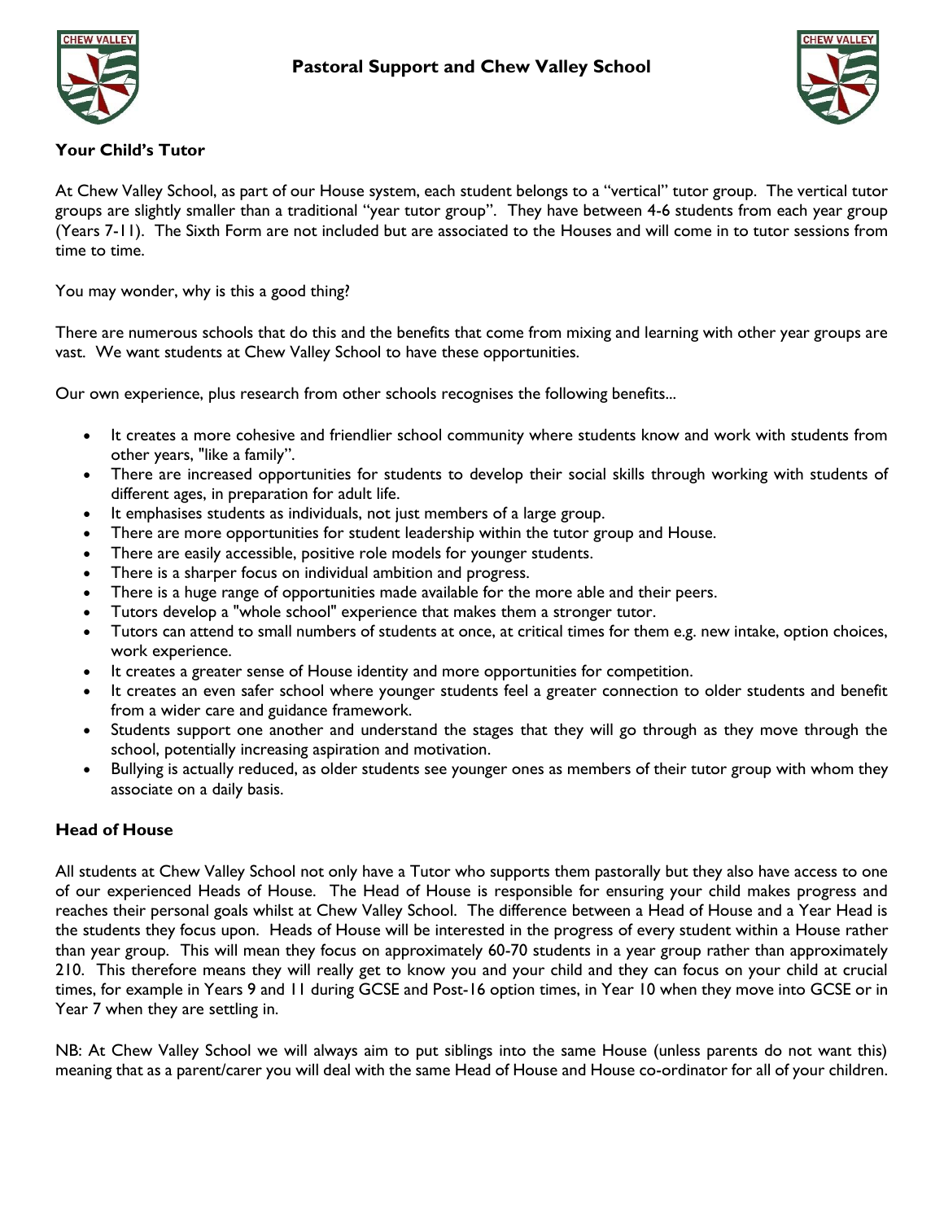# Pastoral Support and Chew Valley School

## Your Child's Tutor

At Chew Valley School, as part of our House system, each student belongs to a "vertical" tutor group. The vertical tutor groups are slightly smaller than a traditional "year tutor group". They have between 4-6 students from each year group (Years 7-11). The Sixth Form are not included but are associated to the Houses and will come in to tutor sessions from time to time.

You may wonder, why is this a good thing?

There are numerous schools that do this and the benefits that come from mixing and learning with other year groups are vast. We want students at Chew Valley School to have these opportunities.

Our own experience, plus research from other schools recognises the following benefits...

- It creates a more cohesive and friendlier school community where students know and work with students from other years, "like a family".
- There are increased opportunities for students to develop their social skills through working with students of different ages, in preparation for adult life.
- It emphasises students as individuals, not just members of a large group.
- There are more opportunities for student leadership within the tutor group and House.
- There are easily accessible, positive role models for younger students.
- There is a sharper focus on individual ambition and progress.
- There is a huge range of opportunities made available for the more able and their peers.
- Tutors develop a "whole school" experience that makes them a stronger tutor.
- Tutors can attend to small numbers of students at once, at critical times for them e.g. new intake, option choices, work experience.
- It creates a greater sense of House identity and more opportunities for competition.
- It creates an even safer school where younger students feel a greater connection to older students and benefit from a wider care and guidance framework.
- Students support one another and understand the stages that they will go through as they move through the school, potentially increasing aspiration and motivation.
- Bullying is actually reduced, as older students see younger ones as members of their tutor group with whom they associate on a daily basis.

## Head of House

All students at Chew Valley School not only have a Tutor who supports them pastorally but they also have access to one of our experienced Heads of House. The Head of House is responsible for ensuring your child makes progress and reaches their personal goals whilst at Chew Valley School. The difference between a Head of House and a Year Head is the students they focus upon. Heads of House will be interested in the progress of every student within a House rather than year group. This will mean they focus on approximately 60-70 students in a year group rather than approximately 210. This therefore means they will really get to know you and your child and they can focus on your child at crucial times, for example in Years 9 and 11 during GCSE and Post-16 option times, in Year 10 when they move into GCSE or in Year 7 when they are settling in.

NB: At Chew Valley School we will always aim to put siblings into the same House (unless parents do not want this) meaning that as a parent/carer you will deal with the same Head of House and House co-ordinator for all of your children.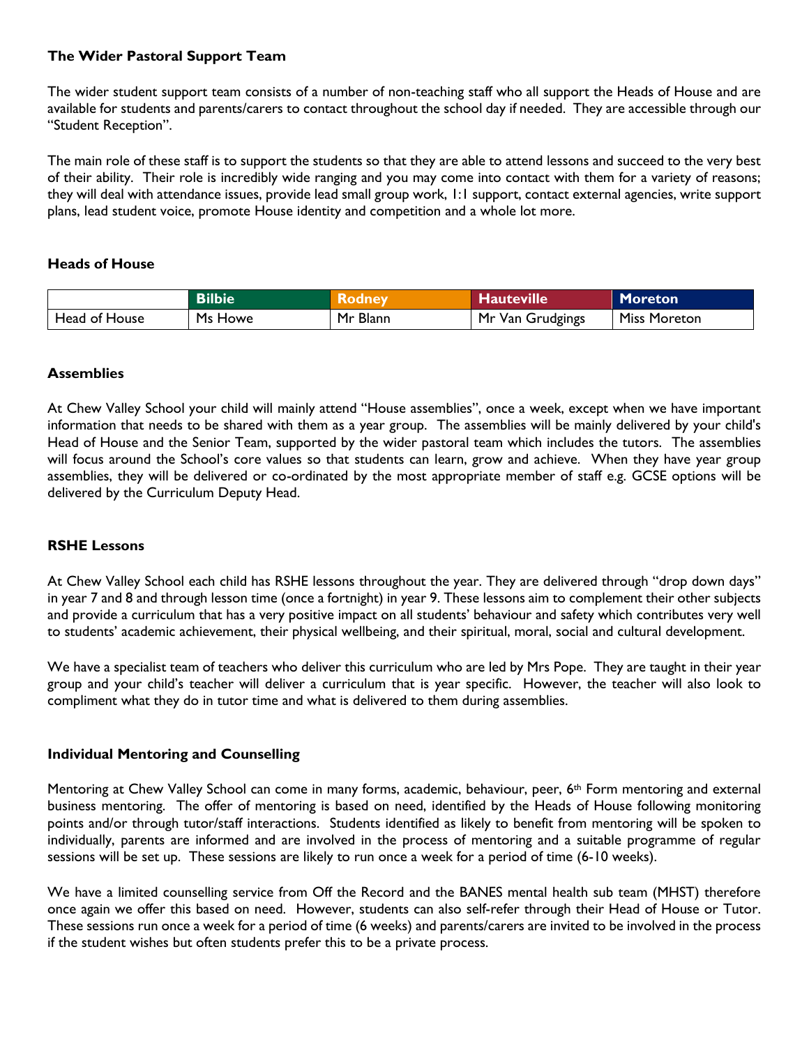### The Wider Pastoral Support Team

The wider student support team consists of a number of non-teaching staff who all support the Heads of House and are available for students and parents/carers to contact throughout the school day if needed. They are accessible through our "Student Reception".

The main role of these staff is to support the students so that they are able to attend lessons and succeed to the very best of their ability. Their role is incredibly wide ranging and you may come into contact with them for a variety of reasons; they will deal with attendance issues, provide lead small group work, 1:1 support, contact external agencies, write support plans, lead student voice, promote House identity and competition and a whole lot more.

### Heads of House

| | Bilbie | Rodney | Hauteville | Moreton |
|---|---|---|---|---|
| Head of House | Ms Howe | Mr Blann | Mr Van Grudgings | Miss Moreton |

### Assemblies

At Chew Valley School your child will mainly attend "House assemblies", once a week, except when we have important information that needs to be shared with them as a year group. The assemblies will be mainly delivered by your child's Head of House and the Senior Team, supported by the wider pastoral team which includes the tutors. The assemblies will focus around the School's core values so that students can learn, grow and achieve. When they have year group assemblies, they will be delivered or co-ordinated by the most appropriate member of staff e.g. GCSE options will be delivered by the Curriculum Deputy Head.

### RSHE Lessons

At Chew Valley School each child has RSHE lessons throughout the year. They are delivered through "drop down days" in year 7 and 8 and through lesson time (once a fortnight) in year 9. These lessons aim to complement their other subjects and provide a curriculum that has a very positive impact on all students' behaviour and safety which contributes very well to students' academic achievement, their physical wellbeing, and their spiritual, moral, social and cultural development.

We have a specialist team of teachers who deliver this curriculum who are led by Mrs Pope. They are taught in their year group and your child's teacher will deliver a curriculum that is year specific. However, the teacher will also look to compliment what they do in tutor time and what is delivered to them during assemblies.

### Individual Mentoring and Counselling

Mentoring at Chew Valley School can come in many forms, academic, behaviour, peer, 6th Form mentoring and external business mentoring. The offer of mentoring is based on need, identified by the Heads of House following monitoring points and/or through tutor/staff interactions. Students identified as likely to benefit from mentoring will be spoken to individually, parents are informed and are involved in the process of mentoring and a suitable programme of regular sessions will be set up. These sessions are likely to run once a week for a period of time (6-10 weeks).

We have a limited counselling service from Off the Record and the BANES mental health sub team (MHST) therefore once again we offer this based on need. However, students can also self-refer through their Head of House or Tutor. These sessions run once a week for a period of time (6 weeks) and parents/carers are invited to be involved in the process if the student wishes but often students prefer this to be a private process.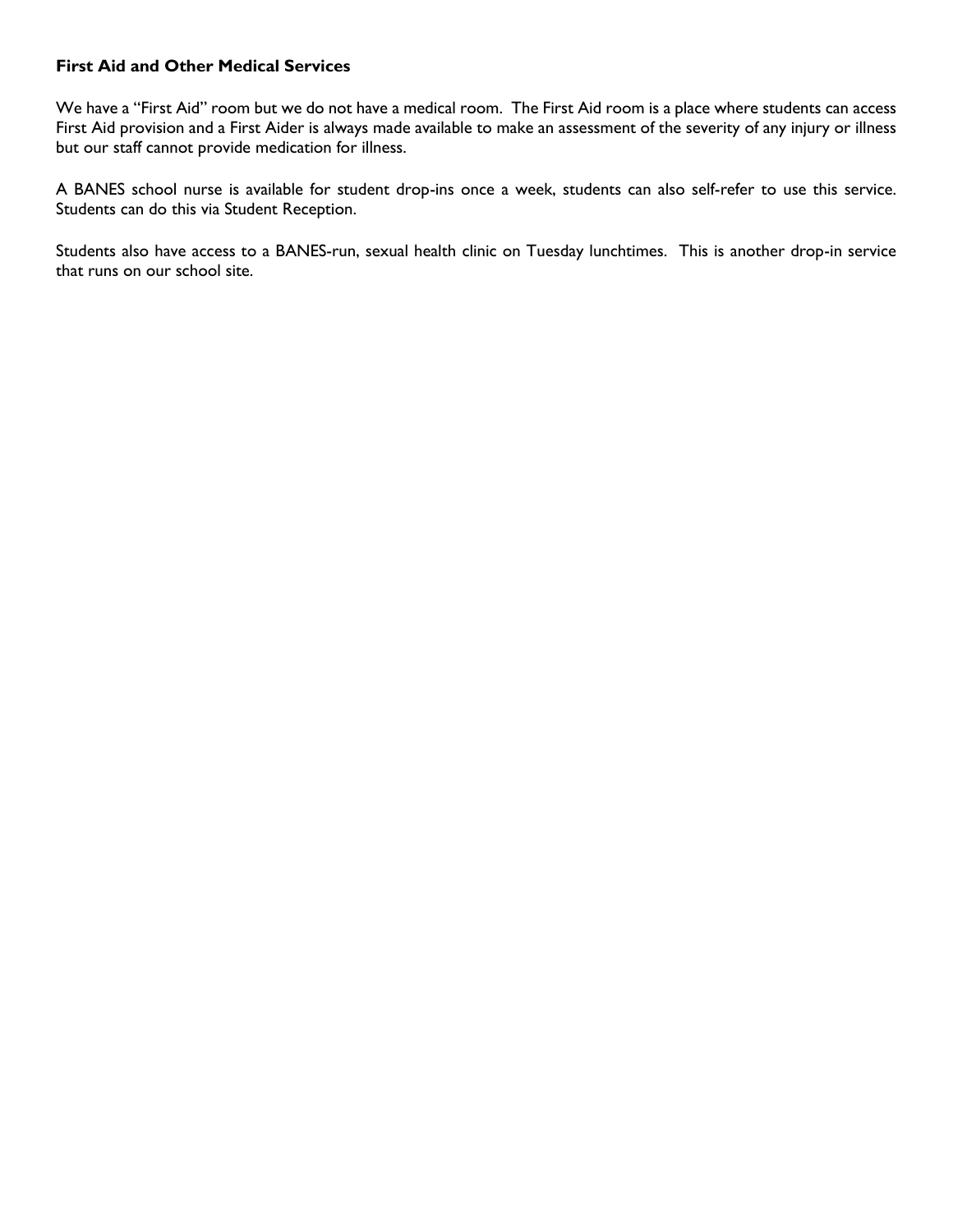**First Aid and Other Medical Services**

We have a "First Aid" room but we do not have a medical room. The First Aid room is a place where students can access First Aid provision and a First Aider is always made available to make an assessment of the severity of any injury or illness but our staff cannot provide medication for illness.

A BANES school nurse is available for student drop-ins once a week, students can also self-refer to use this service. Students can do this via Student Reception.

Students also have access to a BANES-run, sexual health clinic on Tuesday lunchtimes. This is another drop-in service that runs on our school site.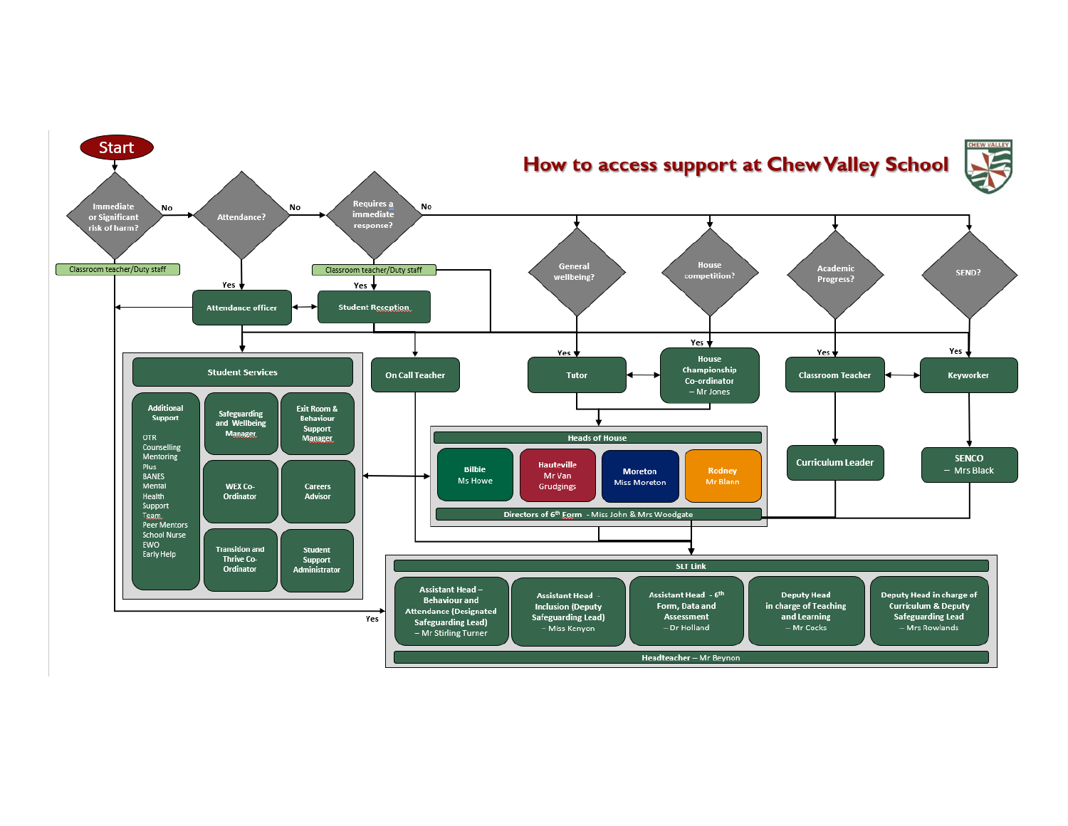# How to access support at Chew Valley School

Start

Immediate or Significant risk of harm?

No

Attendance?

No

Requires a immediate response?

No

Classroom teacher/Duty staff

Classroom teacher/Duty staff

Yes

Yes

Attendance officer

Student Reception

General wellbeing?

House competition?

Academic Progress?

SEND?

Yes

Yes

Yes

Yes

On Call Teacher

Tutor

House Championship Co-ordinator – Mr Jones

Classroom Teacher

Keyworker

Curriculum Leader

SENCO – Mrs Black

## Student Services

**Additional Support**

- OTR
- Counselling
- Mentoring Plus
- BANES Mental Health Support Team
- Peer Mentors
- School Nurse
- EWO
- Early Help

Safeguarding and Wellbeing Manager

Exit Room & Behaviour Support Manager

WEX Co-Ordinator

Careers Advisor

Transition and Thrive Co-Ordinator

Student Support Administrator

## Heads of House

- Bilbie – Ms Howe
- Hauteville – Mr Van Grudgings
- Moreton – Miss Moreton
- Rodney – Mr Blann

Directors of 6th Form - Miss John & Mrs Woodgate

## SLT Link

Yes

- Assistant Head – Behaviour and Attendance (Designated Safeguarding Lead) – Mr Stirling Turner
- Assistant Head - Inclusion (Deputy Safeguarding Lead) – Miss Kenyon
- Assistant Head - 6th Form, Data and Assessment – Dr Holland
- Deputy Head in charge of Teaching and Learning – Mr Cocks
- Deputy Head in charge of Curriculum & Deputy Safeguarding Lead – Mrs Rowlands

Headteacher – Mr Beynon